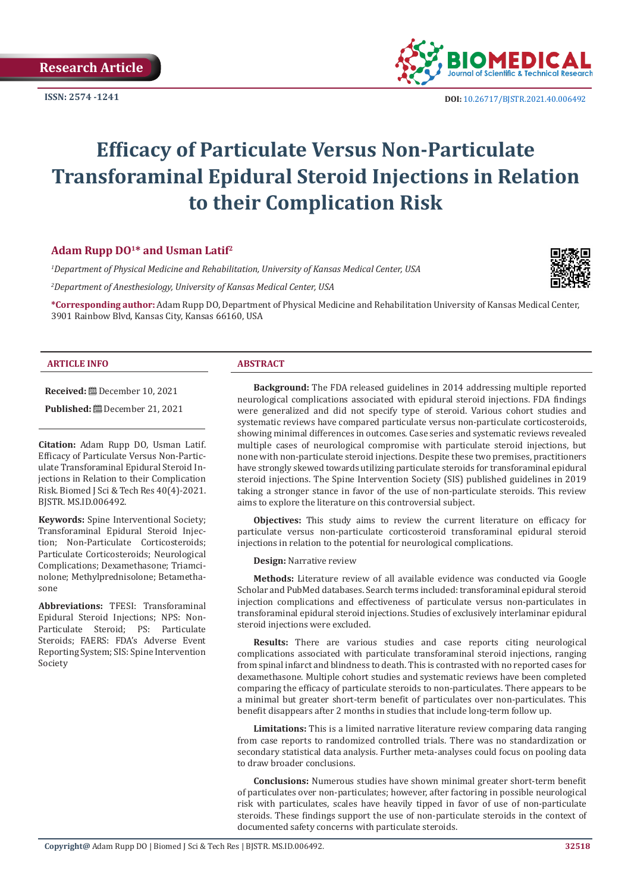Research Article

ISSN: 2574 -1241

DOI: 10.26717/BJSTR.2021.40.006492

# Efficacy of Particulate Versus Non-Particulate Transforaminal Epidural Steroid Injections in Relation to their Complication Risk

**Adam Rupp DO[1]* and Usman Latif[2]**

[1]*Department of Physical Medicine and Rehabilitation, University of Kansas Medical Center, USA*

[2]*Department of Anesthesiology, University of Kansas Medical Center, USA*

***Corresponding author:** Adam Rupp DO, Department of Physical Medicine and Rehabilitation University of Kansas Medical Center, 3901 Rainbow Blvd, Kansas City, Kansas 66160, USA

## ARTICLE INFO

**Received:** December 10, 2021

**Published:** December 21, 2021

**Citation:** Adam Rupp DO, Usman Latif. Efficacy of Particulate Versus Non-Particulate Transforaminal Epidural Steroid Injections in Relation to their Complication Risk. Biomed J Sci & Tech Res 40(4)-2021. BJSTR. MS.ID.006492.

**Keywords:** Spine Interventional Society; Transforaminal Epidural Steroid Injection; Non-Particulate Corticosteroids; Particulate Corticosteroids; Neurological Complications; Dexamethasone; Triamcinolone; Methylprednisolone; Betamethasone

**Abbreviations:** TFESI: Transforaminal Epidural Steroid Injections; NPS: Non-Particulate Steroid; PS: Particulate Steroids; FAERS: FDA's Adverse Event Reporting System; SIS: Spine Intervention Society

## ABSTRACT

**Background:** The FDA released guidelines in 2014 addressing multiple reported neurological complications associated with epidural steroid injections. FDA findings were generalized and did not specify type of steroid. Various cohort studies and systematic reviews have compared particulate versus non-particulate corticosteroids, showing minimal differences in outcomes. Case series and systematic reviews revealed multiple cases of neurological compromise with particulate steroid injections, but none with non-particulate steroid injections. Despite these two premises, practitioners have strongly skewed towards utilizing particulate steroids for transforaminal epidural steroid injections. The Spine Intervention Society (SIS) published guidelines in 2019 taking a stronger stance in favor of the use of non-particulate steroids. This review aims to explore the literature on this controversial subject.

**Objectives:** This study aims to review the current literature on efficacy for particulate versus non-particulate corticosteroid transforaminal epidural steroid injections in relation to the potential for neurological complications.

**Design:** Narrative review

**Methods:** Literature review of all available evidence was conducted via Google Scholar and PubMed databases. Search terms included: transforaminal epidural steroid injection complications and effectiveness of particulate versus non-particulates in transforaminal epidural steroid injections. Studies of exclusively interlaminar epidural steroid injections were excluded.

**Results:** There are various studies and case reports citing neurological complications associated with particulate transforaminal steroid injections, ranging from spinal infarct and blindness to death. This is contrasted with no reported cases for dexamethasone. Multiple cohort studies and systematic reviews have been completed comparing the efficacy of particulate steroids to non-particulates. There appears to be a minimal but greater short-term benefit of particulates over non-particulates. This benefit disappears after 2 months in studies that include long-term follow up.

**Limitations:** This is a limited narrative literature review comparing data ranging from case reports to randomized controlled trials. There was no standardization or secondary statistical data analysis. Further meta-analyses could focus on pooling data to draw broader conclusions.

**Conclusions:** Numerous studies have shown minimal greater short-term benefit of particulates over non-particulates; however, after factoring in possible neurological risk with particulates, scales have heavily tipped in favor of use of non-particulate steroids. These findings support the use of non-particulate steroids in the context of documented safety concerns with particulate steroids.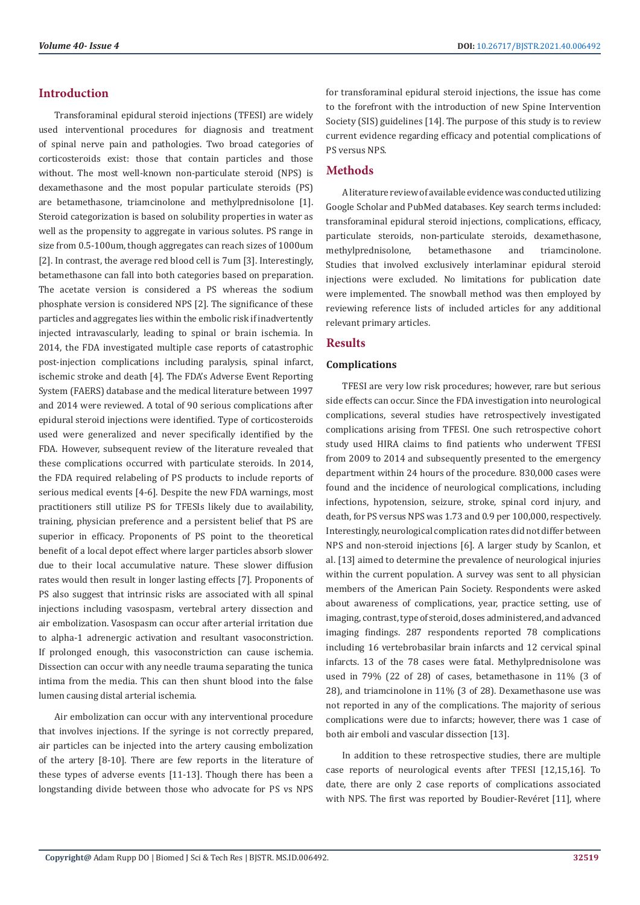## Introduction

Transforaminal epidural steroid injections (TFESI) are widely used interventional procedures for diagnosis and treatment of spinal nerve pain and pathologies. Two broad categories of corticosteroids exist: those that contain particles and those without. The most well-known non-particulate steroid (NPS) is dexamethasone and the most popular particulate steroids (PS) are betamethasone, triamcinolone and methylprednisolone [1]. Steroid categorization is based on solubility properties in water as well as the propensity to aggregate in various solutes. PS range in size from 0.5-100um, though aggregates can reach sizes of 1000um [2]. In contrast, the average red blood cell is 7um [3]. Interestingly, betamethasone can fall into both categories based on preparation. The acetate version is considered a PS whereas the sodium phosphate version is considered NPS [2]. The significance of these particles and aggregates lies within the embolic risk if inadvertently injected intravascularly, leading to spinal or brain ischemia. In 2014, the FDA investigated multiple case reports of catastrophic post-injection complications including paralysis, spinal infarct, ischemic stroke and death [4]. The FDA's Adverse Event Reporting System (FAERS) database and the medical literature between 1997 and 2014 were reviewed. A total of 90 serious complications after epidural steroid injections were identified. Type of corticosteroids used were generalized and never specifically identified by the FDA. However, subsequent review of the literature revealed that these complications occurred with particulate steroids. In 2014, the FDA required relabeling of PS products to include reports of serious medical events [4-6]. Despite the new FDA warnings, most practitioners still utilize PS for TFESIs likely due to availability, training, physician preference and a persistent belief that PS are superior in efficacy. Proponents of PS point to the theoretical benefit of a local depot effect where larger particles absorb slower due to their local accumulative nature. These slower diffusion rates would then result in longer lasting effects [7]. Proponents of PS also suggest that intrinsic risks are associated with all spinal injections including vasospasm, vertebral artery dissection and air embolization. Vasospasm can occur after arterial irritation due to alpha-1 adrenergic activation and resultant vasoconstriction. If prolonged enough, this vasoconstriction can cause ischemia. Dissection can occur with any needle trauma separating the tunica intima from the media. This can then shunt blood into the false lumen causing distal arterial ischemia.

Air embolization can occur with any interventional procedure that involves injections. If the syringe is not correctly prepared, air particles can be injected into the artery causing embolization of the artery [8-10]. There are few reports in the literature of these types of adverse events [11-13]. Though there has been a longstanding divide between those who advocate for PS vs NPS for transforaminal epidural steroid injections, the issue has come to the forefront with the introduction of new Spine Intervention Society (SIS) guidelines [14]. The purpose of this study is to review current evidence regarding efficacy and potential complications of PS versus NPS.

## Methods

A literature review of available evidence was conducted utilizing Google Scholar and PubMed databases. Key search terms included: transforaminal epidural steroid injections, complications, efficacy, particulate steroids, non-particulate steroids, dexamethasone, methylprednisolone, betamethasone and triamcinolone. Studies that involved exclusively interlaminar epidural steroid injections were excluded. No limitations for publication date were implemented. The snowball method was then employed by reviewing reference lists of included articles for any additional relevant primary articles.

## Results

### Complications

TFESI are very low risk procedures; however, rare but serious side effects can occur. Since the FDA investigation into neurological complications, several studies have retrospectively investigated complications arising from TFESI. One such retrospective cohort study used HIRA claims to find patients who underwent TFESI from 2009 to 2014 and subsequently presented to the emergency department within 24 hours of the procedure. 830,000 cases were found and the incidence of neurological complications, including infections, hypotension, seizure, stroke, spinal cord injury, and death, for PS versus NPS was 1.73 and 0.9 per 100,000, respectively. Interestingly, neurological complication rates did not differ between NPS and non-steroid injections [6]. A larger study by Scanlon, et al. [13] aimed to determine the prevalence of neurological injuries within the current population. A survey was sent to all physician members of the American Pain Society. Respondents were asked about awareness of complications, year, practice setting, use of imaging, contrast, type of steroid, doses administered, and advanced imaging findings. 287 respondents reported 78 complications including 16 vertebrobasilar brain infarcts and 12 cervical spinal infarcts. 13 of the 78 cases were fatal. Methylprednisolone was used in 79% (22 of 28) of cases, betamethasone in 11% (3 of 28), and triamcinolone in 11% (3 of 28). Dexamethasone use was not reported in any of the complications. The majority of serious complications were due to infarcts; however, there was 1 case of both air emboli and vascular dissection [13].

In addition to these retrospective studies, there are multiple case reports of neurological events after TFESI [12,15,16]. To date, there are only 2 case reports of complications associated with NPS. The first was reported by Boudier-Revéret [11], where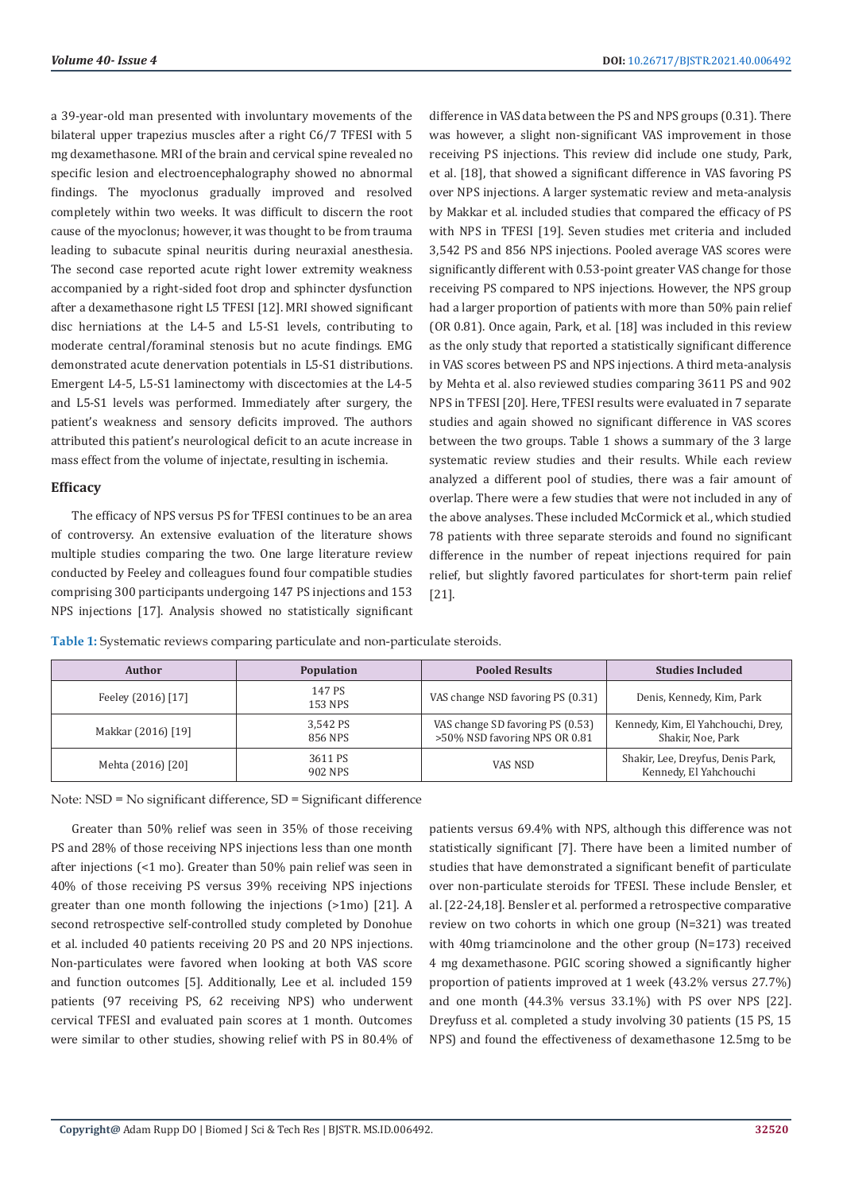a 39-year-old man presented with involuntary movements of the bilateral upper trapezius muscles after a right C6/7 TFESI with 5 mg dexamethasone. MRI of the brain and cervical spine revealed no specific lesion and electroencephalography showed no abnormal findings. The myoclonus gradually improved and resolved completely within two weeks. It was difficult to discern the root cause of the myoclonus; however, it was thought to be from trauma leading to subacute spinal neuritis during neuraxial anesthesia. The second case reported acute right lower extremity weakness accompanied by a right-sided foot drop and sphincter dysfunction after a dexamethasone right L5 TFESI [12]. MRI showed significant disc herniations at the L4-5 and L5-S1 levels, contributing to moderate central/foraminal stenosis but no acute findings. EMG demonstrated acute denervation potentials in L5-S1 distributions. Emergent L4-5, L5-S1 laminectomy with discectomies at the L4-5 and L5-S1 levels was performed. Immediately after surgery, the patient's weakness and sensory deficits improved. The authors attributed this patient's neurological deficit to an acute increase in mass effect from the volume of injectate, resulting in ischemia.

## Efficacy

The efficacy of NPS versus PS for TFESI continues to be an area of controversy. An extensive evaluation of the literature shows multiple studies comparing the two. One large literature review conducted by Feeley and colleagues found four compatible studies comprising 300 participants undergoing 147 PS injections and 153 NPS injections [17]. Analysis showed no statistically significant difference in VAS data between the PS and NPS groups (0.31). There was however, a slight non-significant VAS improvement in those receiving PS injections. This review did include one study, Park, et al. [18], that showed a significant difference in VAS favoring PS over NPS injections. A larger systematic review and meta-analysis by Makkar et al. included studies that compared the efficacy of PS with NPS in TFESI [19]. Seven studies met criteria and included 3,542 PS and 856 NPS injections. Pooled average VAS scores were significantly different with 0.53-point greater VAS change for those receiving PS compared to NPS injections. However, the NPS group had a larger proportion of patients with more than 50% pain relief (OR 0.81). Once again, Park, et al. [18] was included in this review as the only study that reported a statistically significant difference in VAS scores between PS and NPS injections. A third meta-analysis by Mehta et al. also reviewed studies comparing 3611 PS and 902 NPS in TFESI [20]. Here, TFESI results were evaluated in 7 separate studies and again showed no significant difference in VAS scores between the two groups. Table 1 shows a summary of the 3 large systematic review studies and their results. While each review analyzed a different pool of studies, there was a fair amount of overlap. There were a few studies that were not included in any of the above analyses. These included McCormick et al., which studied 78 patients with three separate steroids and found no significant difference in the number of repeat injections required for pain relief, but slightly favored particulates for short-term pain relief [21].

**Table 1:** Systematic reviews comparing particulate and non-particulate steroids.

| Author | Population | Pooled Results | Studies Included |
|---|---|---|---|
| Feeley (2016) [17] | 147 PS<br>153 NPS | VAS change NSD favoring PS (0.31) | Denis, Kennedy, Kim, Park |
| Makkar (2016) [19] | 3,542 PS<br>856 NPS | VAS change SD favoring PS (0.53)<br>>50% NSD favoring NPS OR 0.81 | Kennedy, Kim, El Yahchouchi, Drey, Shakir, Noe, Park |
| Mehta (2016) [20] | 3611 PS<br>902 NPS | VAS NSD | Shakir, Lee, Dreyfus, Denis Park, Kennedy, El Yahchouchi |

Note: NSD = No significant difference, SD = Significant difference

Greater than 50% relief was seen in 35% of those receiving PS and 28% of those receiving NPS injections less than one month after injections (<1 mo). Greater than 50% pain relief was seen in 40% of those receiving PS versus 39% receiving NPS injections greater than one month following the injections (>1mo) [21]. A second retrospective self-controlled study completed by Donohue et al. included 40 patients receiving 20 PS and 20 NPS injections. Non-particulates were favored when looking at both VAS score and function outcomes [5]. Additionally, Lee et al. included 159 patients (97 receiving PS, 62 receiving NPS) who underwent cervical TFESI and evaluated pain scores at 1 month. Outcomes were similar to other studies, showing relief with PS in 80.4% of patients versus 69.4% with NPS, although this difference was not statistically significant [7]. There have been a limited number of studies that have demonstrated a significant benefit of particulate over non-particulate steroids for TFESI. These include Bensler, et al. [22-24,18]. Bensler et al. performed a retrospective comparative review on two cohorts in which one group (N=321) was treated with 40mg triamcinolone and the other group (N=173) received 4 mg dexamethasone. PGIC scoring showed a significantly higher proportion of patients improved at 1 week (43.2% versus 27.7%) and one month (44.3% versus 33.1%) with PS over NPS [22]. Dreyfuss et al. completed a study involving 30 patients (15 PS, 15 NPS) and found the effectiveness of dexamethasone 12.5mg to be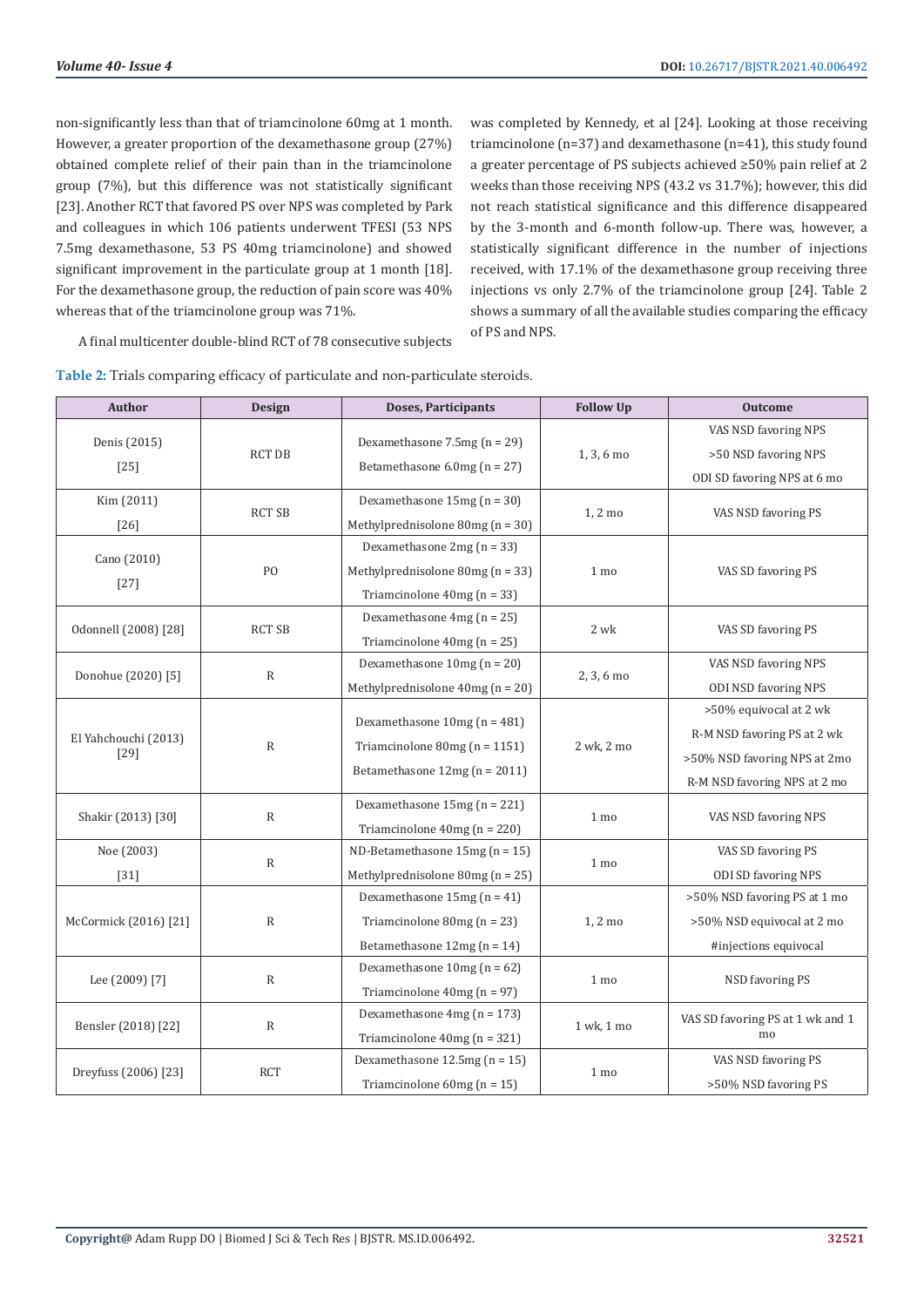non-significantly less than that of triamcinolone 60mg at 1 month. However, a greater proportion of the dexamethasone group (27%) obtained complete relief of their pain than in the triamcinolone group (7%), but this difference was not statistically significant [23]. Another RCT that favored PS over NPS was completed by Park and colleagues in which 106 patients underwent TFESI (53 NPS 7.5mg dexamethasone, 53 PS 40mg triamcinolone) and showed significant improvement in the particulate group at 1 month [18]. For the dexamethasone group, the reduction of pain score was 40% whereas that of the triamcinolone group was 71%.

A final multicenter double-blind RCT of 78 consecutive subjects was completed by Kennedy, et al [24]. Looking at those receiving triamcinolone (n=37) and dexamethasone (n=41), this study found a greater percentage of PS subjects achieved ≥50% pain relief at 2 weeks than those receiving NPS (43.2 vs 31.7%); however, this did not reach statistical significance and this difference disappeared by the 3-month and 6-month follow-up. There was, however, a statistically significant difference in the number of injections received, with 17.1% of the dexamethasone group receiving three injections vs only 2.7% of the triamcinolone group [24]. Table 2 shows a summary of all the available studies comparing the efficacy of PS and NPS.

**Table 2:** Trials comparing efficacy of particulate and non-particulate steroids.

| Author | Design | Doses, Participants | Follow Up | Outcome |
|---|---|---|---|---|
| Denis (2015) [25] | RCT DB | Dexamethasone 7.5mg (n = 29)<br>Betamethasone 6.0mg (n = 27) | 1, 3, 6 mo | VAS NSD favoring NPS<br>>50 NSD favoring NPS<br>ODI SD favoring NPS at 6 mo |
| Kim (2011) [26] | RCT SB | Dexamethasone 15mg (n = 30)<br>Methylprednisolone 80mg (n = 30) | 1, 2 mo | VAS NSD favoring PS |
| Cano (2010) [27] | PO | Dexamethasone 2mg (n = 33)<br>Methylprednisolone 80mg (n = 33)<br>Triamcinolone 40mg (n = 33) | 1 mo | VAS SD favoring PS |
| Odonnell (2008) [28] | RCT SB | Dexamethasone 4mg (n = 25)<br>Triamcinolone 40mg (n = 25) | 2 wk | VAS SD favoring PS |
| Donohue (2020) [5] | R | Dexamethasone 10mg (n = 20)<br>Methylprednisolone 40mg (n = 20) | 2, 3, 6 mo | VAS NSD favoring NPS<br>ODI NSD favoring NPS |
| El Yahchouchi (2013) [29] | R | Dexamethasone 10mg (n = 481)<br>Triamcinolone 80mg (n = 1151)<br>Betamethasone 12mg (n = 2011) | 2 wk, 2 mo | >50% equivocal at 2 wk<br>R-M NSD favoring PS at 2 wk<br>>50% NSD favoring NPS at 2mo<br>R-M NSD favoring NPS at 2 mo |
| Shakir (2013) [30] | R | Dexamethasone 15mg (n = 221)<br>Triamcinolone 40mg (n = 220) | 1 mo | VAS NSD favoring NPS |
| Noe (2003) [31] | R | ND-Betamethasone 15mg (n = 15)<br>Methylprednisolone 80mg (n = 25) | 1 mo | VAS SD favoring PS<br>ODI SD favoring NPS |
| McCormick (2016) [21] | R | Dexamethasone 15mg (n = 41)<br>Triamcinolone 80mg (n = 23)<br>Betamethasone 12mg (n = 14) | 1, 2 mo | >50% NSD favoring PS at 1 mo<br>>50% NSD equivocal at 2 mo<br>#injections equivocal |
| Lee (2009) [7] | R | Dexamethasone 10mg (n = 62)<br>Triamcinolone 40mg (n = 97) | 1 mo | NSD favoring PS |
| Bensler (2018) [22] | R | Dexamethasone 4mg (n = 173)<br>Triamcinolone 40mg (n = 321) | 1 wk, 1 mo | VAS SD favoring PS at 1 wk and 1 mo |
| Dreyfuss (2006) [23] | RCT | Dexamethasone 12.5mg (n = 15)<br>Triamcinolone 60mg (n = 15) | 1 mo | VAS NSD favoring PS<br>>50% NSD favoring PS |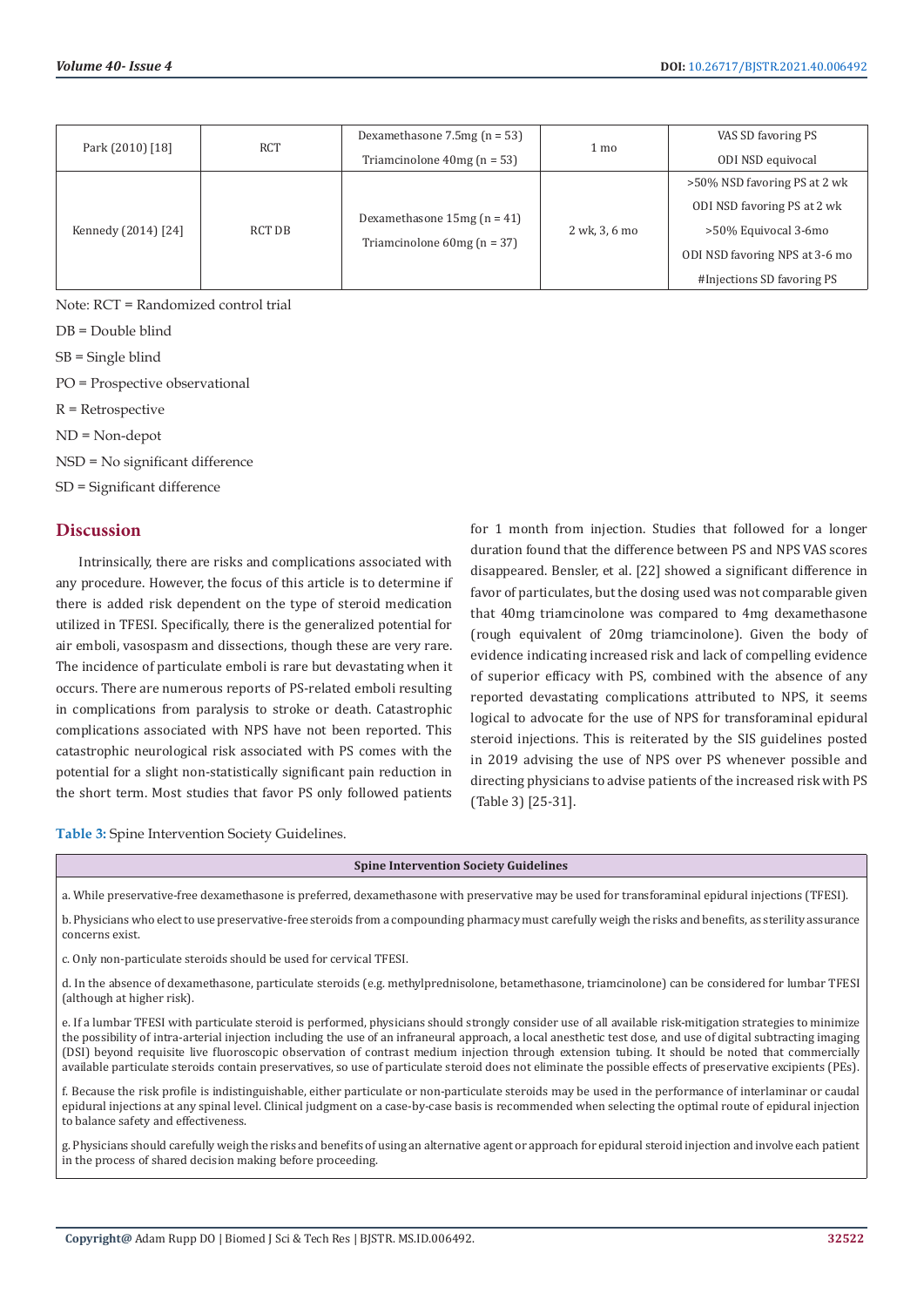| Park (2010) [18] | RCT | Dexamethasone 7.5mg (n = 53)<br>Triamcinolone 40mg (n = 53) | 1 mo | VAS SD favoring PS<br>ODI NSD equivocal |
|---|---|---|---|---|
| Kennedy (2014) [24] | RCT DB | Dexamethasone 15mg (n = 41)<br>Triamcinolone 60mg (n = 37) | 2 wk, 3, 6 mo | >50% NSD favoring PS at 2 wk<br>ODI NSD favoring PS at 2 wk<br>>50% Equivocal 3-6mo<br>ODI NSD favoring NPS at 3-6 mo<br>#Injections SD favoring PS |

Note: RCT = Randomized control trial

DB = Double blind

SB = Single blind

PO = Prospective observational

R = Retrospective

ND = Non-depot

NSD = No significant difference

SD = Significant difference

## Discussion

Intrinsically, there are risks and complications associated with any procedure. However, the focus of this article is to determine if there is added risk dependent on the type of steroid medication utilized in TFESI. Specifically, there is the generalized potential for air emboli, vasospasm and dissections, though these are very rare. The incidence of particulate emboli is rare but devastating when it occurs. There are numerous reports of PS-related emboli resulting in complications from paralysis to stroke or death. Catastrophic complications associated with NPS have not been reported. This catastrophic neurological risk associated with PS comes with the potential for a slight non-statistically significant pain reduction in the short term. Most studies that favor PS only followed patients for 1 month from injection. Studies that followed for a longer duration found that the difference between PS and NPS VAS scores disappeared. Bensler, et al. [22] showed a significant difference in favor of particulates, but the dosing used was not comparable given that 40mg triamcinolone was compared to 4mg dexamethasone (rough equivalent of 20mg triamcinolone). Given the body of evidence indicating increased risk and lack of compelling evidence of superior efficacy with PS, combined with the absence of any reported devastating complications attributed to NPS, it seems logical to advocate for the use of NPS for transforaminal epidural steroid injections. This is reiterated by the SIS guidelines posted in 2019 advising the use of NPS over PS whenever possible and directing physicians to advise patients of the increased risk with PS (Table 3) [25-31].

**Table 3:** Spine Intervention Society Guidelines.

| Spine Intervention Society Guidelines |
|---|
| a. While preservative-free dexamethasone is preferred, dexamethasone with preservative may be used for transforaminal epidural injections (TFESI). |
| b. Physicians who elect to use preservative-free steroids from a compounding pharmacy must carefully weigh the risks and benefits, as sterility assurance concerns exist. |
| c. Only non-particulate steroids should be used for cervical TFESI. |
| d. In the absence of dexamethasone, particulate steroids (e.g. methylprednisolone, betamethasone, triamcinolone) can be considered for lumbar TFESI (although at higher risk). |
| e. If a lumbar TFESI with particulate steroid is performed, physicians should strongly consider use of all available risk-mitigation strategies to minimize the possibility of intra-arterial injection including the use of an infraneural approach, a local anesthetic test dose, and use of digital subtracting imaging (DSI) beyond requisite live fluoroscopic observation of contrast medium injection through extension tubing. It should be noted that commercially available particulate steroids contain preservatives, so use of particulate steroid does not eliminate the possible effects of preservative excipients (PEs). |
| f. Because the risk profile is indistinguishable, either particulate or non-particulate steroids may be used in the performance of interlaminar or caudal epidural injections at any spinal level. Clinical judgment on a case-by-case basis is recommended when selecting the optimal route of epidural injection to balance safety and effectiveness. |
| g. Physicians should carefully weigh the risks and benefits of using an alternative agent or approach for epidural steroid injection and involve each patient in the process of shared decision making before proceeding. |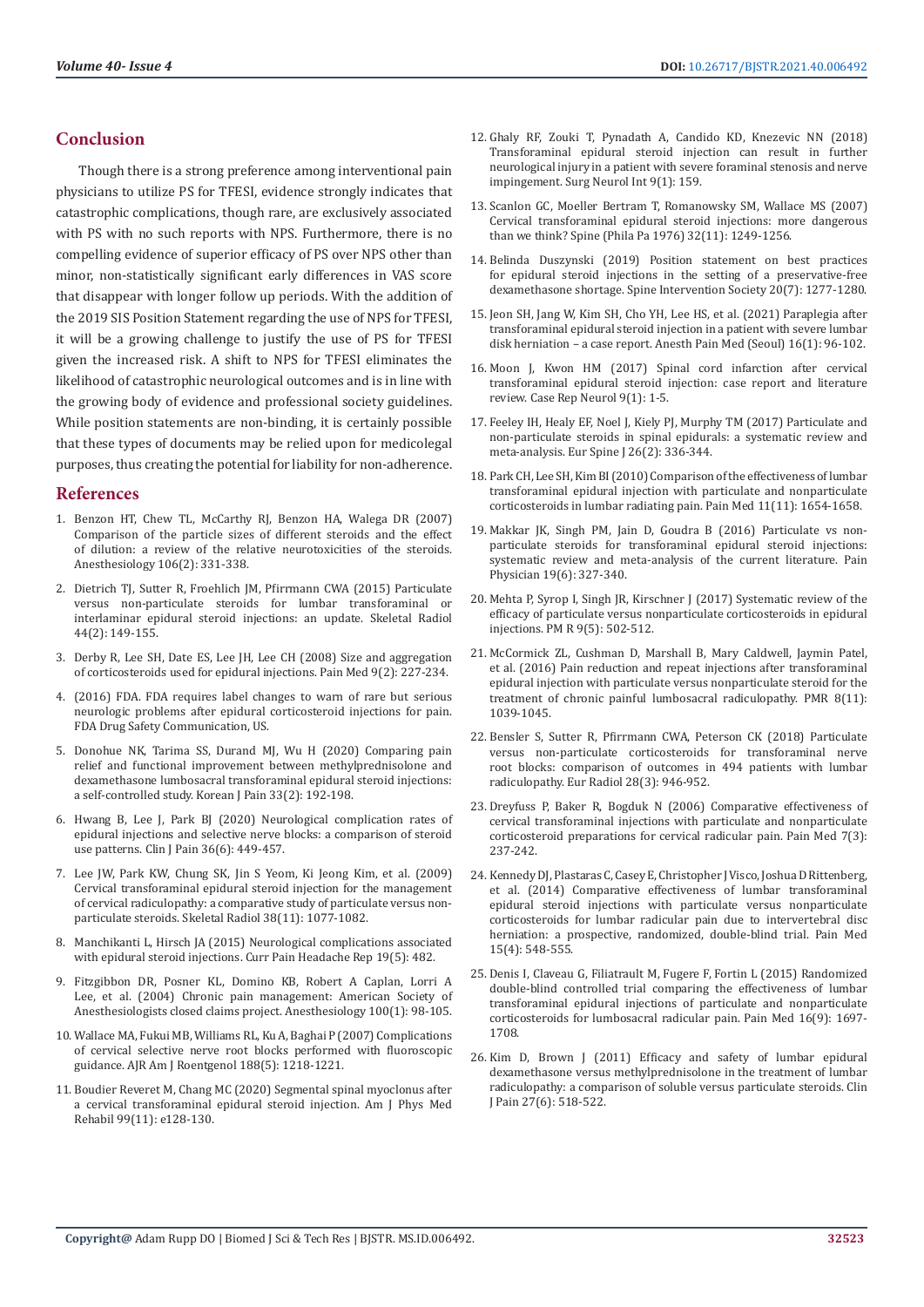## Conclusion

Though there is a strong preference among interventional pain physicians to utilize PS for TFESI, evidence strongly indicates that catastrophic complications, though rare, are exclusively associated with PS with no such reports with NPS. Furthermore, there is no compelling evidence of superior efficacy of PS over NPS other than minor, non-statistically significant early differences in VAS score that disappear with longer follow up periods. With the addition of the 2019 SIS Position Statement regarding the use of NPS for TFESI, it will be a growing challenge to justify the use of PS for TFESI given the increased risk. A shift to NPS for TFESI eliminates the likelihood of catastrophic neurological outcomes and is in line with the growing body of evidence and professional society guidelines. While position statements are non-binding, it is certainly possible that these types of documents may be relied upon for medicolegal purposes, thus creating the potential for liability for non-adherence.

## References

1. Benzon HT, Chew TL, McCarthy RJ, Benzon HA, Walega DR (2007) Comparison of the particle sizes of different steroids and the effect of dilution: a review of the relative neurotoxicities of the steroids. Anesthesiology 106(2): 331-338.
2. Dietrich TJ, Sutter R, Froehlich JM, Pfirrmann CWA (2015) Particulate versus non-particulate steroids for lumbar transforaminal or interlaminar epidural steroid injections: an update. Skeletal Radiol 44(2): 149-155.
3. Derby R, Lee SH, Date ES, Lee JH, Lee CH (2008) Size and aggregation of corticosteroids used for epidural injections. Pain Med 9(2): 227-234.
4. (2016) FDA. FDA requires label changes to warn of rare but serious neurologic problems after epidural corticosteroid injections for pain. FDA Drug Safety Communication, US.
5. Donohue NK, Tarima SS, Durand MJ, Wu H (2020) Comparing pain relief and functional improvement between methylprednisolone and dexamethasone lumbosacral transforaminal epidural steroid injections: a self-controlled study. Korean J Pain 33(2): 192-198.
6. Hwang B, Lee J, Park BJ (2020) Neurological complication rates of epidural injections and selective nerve blocks: a comparison of steroid use patterns. Clin J Pain 36(6): 449-457.
7. Lee JW, Park KW, Chung SK, Jin S Yeom, Ki Jeong Kim, et al. (2009) Cervical transforaminal epidural steroid injection for the management of cervical radiculopathy: a comparative study of particulate versus non-particulate steroids. Skeletal Radiol 38(11): 1077-1082.
8. Manchikanti L, Hirsch JA (2015) Neurological complications associated with epidural steroid injections. Curr Pain Headache Rep 19(5): 482.
9. Fitzgibbon DR, Posner KL, Domino KB, Robert A Caplan, Lorri A Lee, et al. (2004) Chronic pain management: American Society of Anesthesiologists closed claims project. Anesthesiology 100(1): 98-105.
10. Wallace MA, Fukui MB, Williams RL, Ku A, Baghai P (2007) Complications of cervical selective nerve root blocks performed with fluoroscopic guidance. AJR Am J Roentgenol 188(5): 1218-1221.
11. Boudier Reveret M, Chang MC (2020) Segmental spinal myoclonus after a cervical transforaminal epidural steroid injection. Am J Phys Med Rehabil 99(11): e128-130.
12. Ghaly RF, Zouki T, Pynadath A, Candido KD, Knezevic NN (2018) Transforaminal epidural steroid injection can result in further neurological injury in a patient with severe foraminal stenosis and nerve impingement. Surg Neurol Int 9(1): 159.
13. Scanlon GC, Moeller Bertram T, Romanowsky SM, Wallace MS (2007) Cervical transforaminal epidural steroid injections: more dangerous than we think? Spine (Phila Pa 1976) 32(11): 1249-1256.
14. Belinda Duszynski (2019) Position statement on best practices for epidural steroid injections in the setting of a preservative-free dexamethasone shortage. Spine Intervention Society 20(7): 1277-1280.
15. Jeon SH, Jang W, Kim SH, Cho YH, Lee HS, et al. (2021) Paraplegia after transforaminal epidural steroid injection in a patient with severe lumbar disk herniation – a case report. Anesth Pain Med (Seoul) 16(1): 96-102.
16. Moon J, Kwon HM (2017) Spinal cord infarction after cervical transforaminal epidural steroid injection: case report and literature review. Case Rep Neurol 9(1): 1-5.
17. Feeley IH, Healy EF, Noel J, Kiely PJ, Murphy TM (2017) Particulate and non-particulate steroids in spinal epidurals: a systematic review and meta-analysis. Eur Spine J 26(2): 336-344.
18. Park CH, Lee SH, Kim BI (2010) Comparison of the effectiveness of lumbar transforaminal epidural injection with particulate and nonparticulate corticosteroids in lumbar radiating pain. Pain Med 11(11): 1654-1658.
19. Makkar JK, Singh PM, Jain D, Goudra B (2016) Particulate vs non-particulate steroids for transforaminal epidural steroid injections: systematic review and meta-analysis of the current literature. Pain Physician 19(6): 327-340.
20. Mehta P, Syrop I, Singh JR, Kirschner J (2017) Systematic review of the efficacy of particulate versus nonparticulate corticosteroids in epidural injections. PM R 9(5): 502-512.
21. McCormick ZL, Cushman D, Marshall B, Mary Caldwell, Jaymin Patel, et al. (2016) Pain reduction and repeat injections after transforaminal epidural injection with particulate versus nonparticulate steroid for the treatment of chronic painful lumbosacral radiculopathy. PMR 8(11): 1039-1045.
22. Bensler S, Sutter R, Pfirrmann CWA, Peterson CK (2018) Particulate versus non-particulate corticosteroids for transforaminal nerve root blocks: comparison of outcomes in 494 patients with lumbar radiculopathy. Eur Radiol 28(3): 946-952.
23. Dreyfuss P, Baker R, Bogduk N (2006) Comparative effectiveness of cervical transforaminal injections with particulate and nonparticulate corticosteroid preparations for cervical radicular pain. Pain Med 7(3): 237-242.
24. Kennedy DJ, Plastaras C, Casey E, Christopher J Visco, Joshua D Rittenberg, et al. (2014) Comparative effectiveness of lumbar transforaminal epidural steroid injections with particulate versus nonparticulate corticosteroids for lumbar radicular pain due to intervertebral disc herniation: a prospective, randomized, double-blind trial. Pain Med 15(4): 548-555.
25. Denis I, Claveau G, Filiatrault M, Fugere F, Fortin L (2015) Randomized double-blind controlled trial comparing the effectiveness of lumbar transforaminal epidural injections of particulate and nonparticulate corticosteroids for lumbosacral radicular pain. Pain Med 16(9): 1697-1708.
26. Kim D, Brown J (2011) Efficacy and safety of lumbar epidural dexamethasone versus methylprednisolone in the treatment of lumbar radiculopathy: a comparison of soluble versus particulate steroids. Clin J Pain 27(6): 518-522.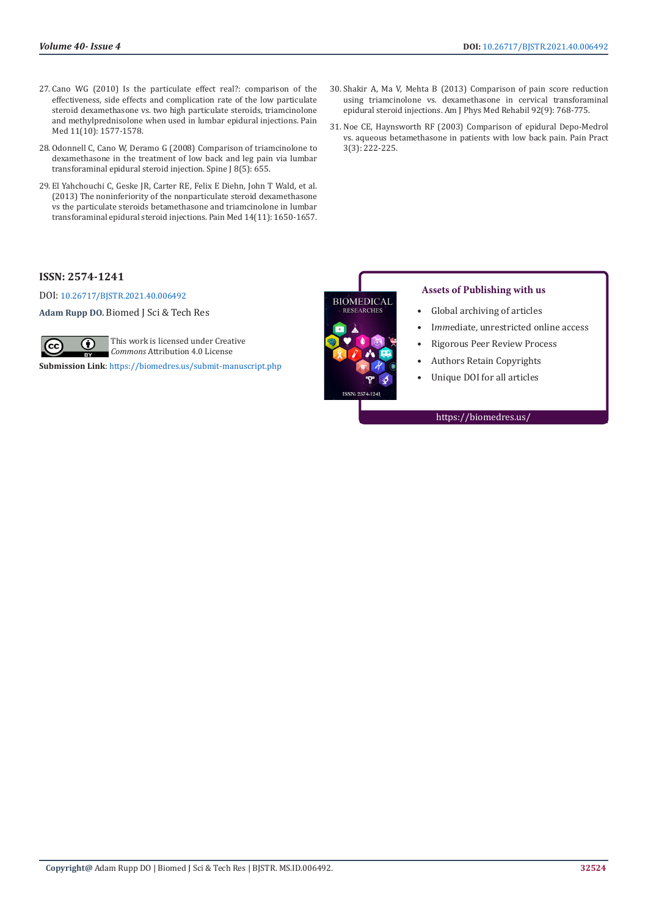27. Cano WG (2010) Is the particulate effect real?: comparison of the effectiveness, side effects and complication rate of the low particulate steroid dexamethasone vs. two high particulate steroids, triamcinolone and methylprednisolone when used in lumbar epidural injections. Pain Med 11(10): 1577-1578.
28. Odonnell C, Cano W, Deramo G (2008) Comparison of triamcinolone to dexamethasone in the treatment of low back and leg pain via lumbar transforaminal epidural steroid injection. Spine J 8(5): 655.
29. El Yahchouchi C, Geske JR, Carter RE, Felix E Diehn, John T Wald, et al. (2013) The noninferiority of the nonparticulate steroid dexamethasone vs the particulate steroids betamethasone and triamcinolone in lumbar transforaminal epidural steroid injections. Pain Med 14(11): 1650-1657.
30. Shakir A, Ma V, Mehta B (2013) Comparison of pain score reduction using triamcinolone vs. dexamethasone in cervical transforaminal epidural steroid injections. Am J Phys Med Rehabil 92(9): 768-775.
31. Noe CE, Haynsworth RF (2003) Comparison of epidural Depo-Medrol vs. aqueous betamethasone in patients with low back pain. Pain Pract 3(3): 222-225.

**ISSN: 2574-1241**

DOI: 10.26717/BJSTR.2021.40.006492

**Adam Rupp DO.** Biomed J Sci & Tech Res

This work is licensed under Creative *Commons* Attribution 4.0 License

**Submission Link**: https://biomedres.us/submit-manuscript.php

**Assets of Publishing with us**

- Global archiving of articles
- Immediate, unrestricted online access
- Rigorous Peer Review Process
- Authors Retain Copyrights
- Unique DOI for all articles

https://biomedres.us/